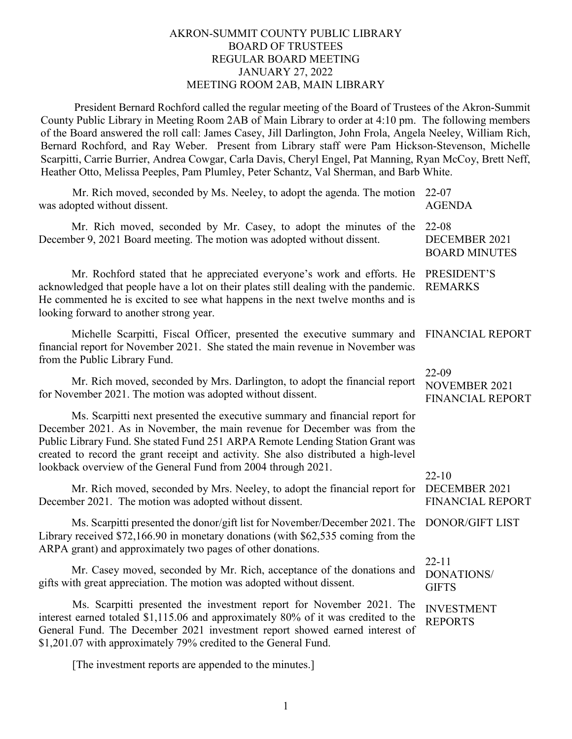# AKRON-SUMMIT COUNTY PUBLIC LIBRARY
## BOARD OF TRUSTEES
## REGULAR BOARD MEETING
## JANUARY 27, 2022
## MEETING ROOM 2AB, MAIN LIBRARY

President Bernard Rochford called the regular meeting of the Board of Trustees of the Akron-Summit County Public Library in Meeting Room 2AB of Main Library to order at 4:10 pm. The following members of the Board answered the roll call: James Casey, Jill Darlington, John Frola, Angela Neeley, William Rich, Bernard Rochford, and Ray Weber. Present from Library staff were Pam Hickson-Stevenson, Michelle Scarpitti, Carrie Burrier, Andrea Cowgar, Carla Davis, Cheryl Engel, Pat Manning, Ryan McCoy, Brett Neff, Heather Otto, Melissa Peeples, Pam Plumley, Peter Schantz, Val Sherman, and Barb White.

**22-07 AGENDA**

Mr. Rich moved, seconded by Ms. Neeley, to adopt the agenda. The motion was adopted without dissent.

**22-08 DECEMBER 2021 BOARD MINUTES**

Mr. Rich moved, seconded by Mr. Casey, to adopt the minutes of the December 9, 2021 Board meeting. The motion was adopted without dissent.

**PRESIDENT'S REMARKS**

Mr. Rochford stated that he appreciated everyone's work and efforts. He acknowledged that people have a lot on their plates still dealing with the pandemic. He commented he is excited to see what happens in the next twelve months and is looking forward to another strong year.

**FINANCIAL REPORT**

Michelle Scarpitti, Fiscal Officer, presented the executive summary and financial report for November 2021. She stated the main revenue in November was from the Public Library Fund.

**22-09 NOVEMBER 2021 FINANCIAL REPORT**

Mr. Rich moved, seconded by Mrs. Darlington, to adopt the financial report for November 2021. The motion was adopted without dissent.

Ms. Scarpitti next presented the executive summary and financial report for December 2021. As in November, the main revenue for December was from the Public Library Fund. She stated Fund 251 ARPA Remote Lending Station Grant was created to record the grant receipt and activity. She also distributed a high-level lookback overview of the General Fund from 2004 through 2021.

**22-10 DECEMBER 2021 FINANCIAL REPORT**

Mr. Rich moved, seconded by Mrs. Neeley, to adopt the financial report for December 2021. The motion was adopted without dissent.

**DONOR/GIFT LIST**

Ms. Scarpitti presented the donor/gift list for November/December 2021. The Library received $72,166.90 in monetary donations (with $62,535 coming from the ARPA grant) and approximately two pages of other donations.

**22-11 DONATIONS/ GIFTS**

Mr. Casey moved, seconded by Mr. Rich, acceptance of the donations and gifts with great appreciation. The motion was adopted without dissent.

**INVESTMENT REPORTS**

Ms. Scarpitti presented the investment report for November 2021. The interest earned totaled $1,115.06 and approximately 80% of it was credited to the General Fund. The December 2021 investment report showed earned interest of $1,201.07 with approximately 79% credited to the General Fund.

[The investment reports are appended to the minutes.]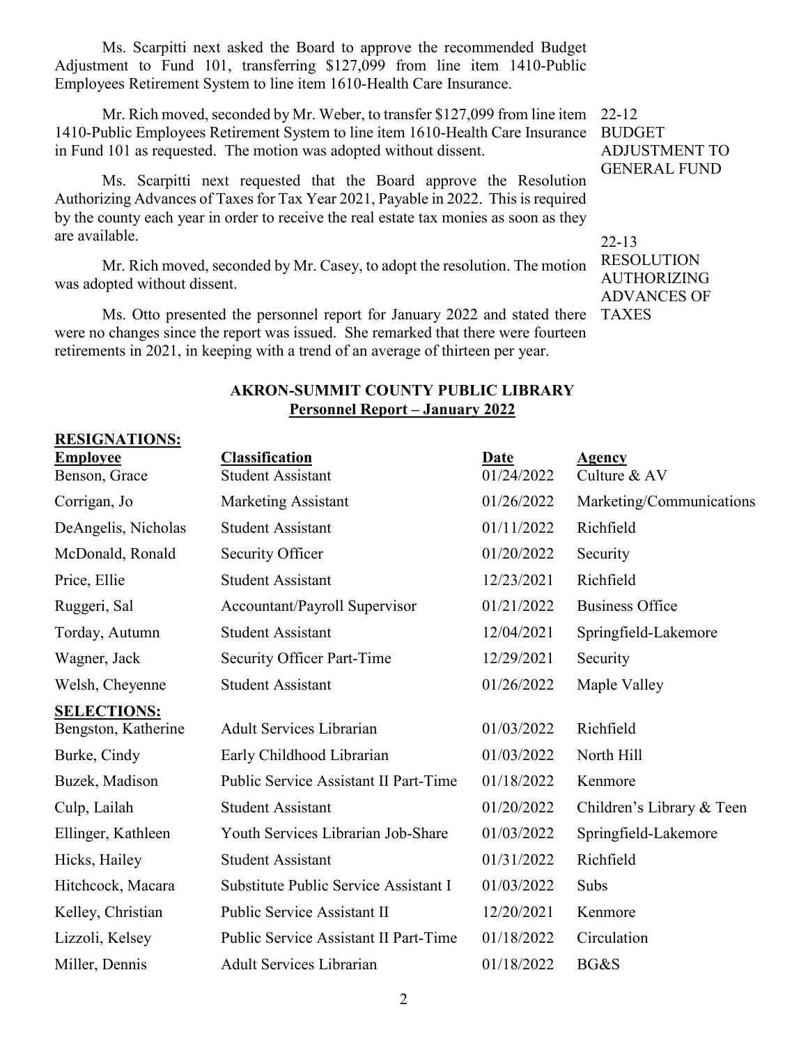Ms. Scarpitti next asked the Board to approve the recommended Budget Adjustment to Fund 101, transferring $127,099 from line item 1410-Public Employees Retirement System to line item 1610-Health Care Insurance.

**22-12 BUDGET ADJUSTMENT TO GENERAL FUND**

Mr. Rich moved, seconded by Mr. Weber, to transfer $127,099 from line item 1410-Public Employees Retirement System to line item 1610-Health Care Insurance in Fund 101 as requested. The motion was adopted without dissent.

Ms. Scarpitti next requested that the Board approve the Resolution Authorizing Advances of Taxes for Tax Year 2021, Payable in 2022. This is required by the county each year in order to receive the real estate tax monies as soon as they are available.

**22-13 RESOLUTION AUTHORIZING ADVANCES OF TAXES**

Mr. Rich moved, seconded by Mr. Casey, to adopt the resolution. The motion was adopted without dissent.

Ms. Otto presented the personnel report for January 2022 and stated there were no changes since the report was issued. She remarked that there were fourteen retirements in 2021, in keeping with a trend of an average of thirteen per year.

**AKRON-SUMMIT COUNTY PUBLIC LIBRARY**
**Personnel Report – January 2022**

**RESIGNATIONS:**

| Employee | Classification | Date | Agency |
|---|---|---|---|
| Benson, Grace | Student Assistant | 01/24/2022 | Culture & AV |
| Corrigan, Jo | Marketing Assistant | 01/26/2022 | Marketing/Communications |
| DeAngelis, Nicholas | Student Assistant | 01/11/2022 | Richfield |
| McDonald, Ronald | Security Officer | 01/20/2022 | Security |
| Price, Ellie | Student Assistant | 12/23/2021 | Richfield |
| Ruggeri, Sal | Accountant/Payroll Supervisor | 01/21/2022 | Business Office |
| Torday, Autumn | Student Assistant | 12/04/2021 | Springfield-Lakemore |
| Wagner, Jack | Security Officer Part-Time | 12/29/2021 | Security |
| Welsh, Cheyenne | Student Assistant | 01/26/2022 | Maple Valley |

**SELECTIONS:**

| Employee | Classification | Date | Agency |
|---|---|---|---|
| Bengston, Katherine | Adult Services Librarian | 01/03/2022 | Richfield |
| Burke, Cindy | Early Childhood Librarian | 01/03/2022 | North Hill |
| Buzek, Madison | Public Service Assistant II Part-Time | 01/18/2022 | Kenmore |
| Culp, Lailah | Student Assistant | 01/20/2022 | Children's Library & Teen |
| Ellinger, Kathleen | Youth Services Librarian Job-Share | 01/03/2022 | Springfield-Lakemore |
| Hicks, Hailey | Student Assistant | 01/31/2022 | Richfield |
| Hitchcock, Macara | Substitute Public Service Assistant I | 01/03/2022 | Subs |
| Kelley, Christian | Public Service Assistant II | 12/20/2021 | Kenmore |
| Lizzoli, Kelsey | Public Service Assistant II Part-Time | 01/18/2022 | Circulation |
| Miller, Dennis | Adult Services Librarian | 01/18/2022 | BG&S |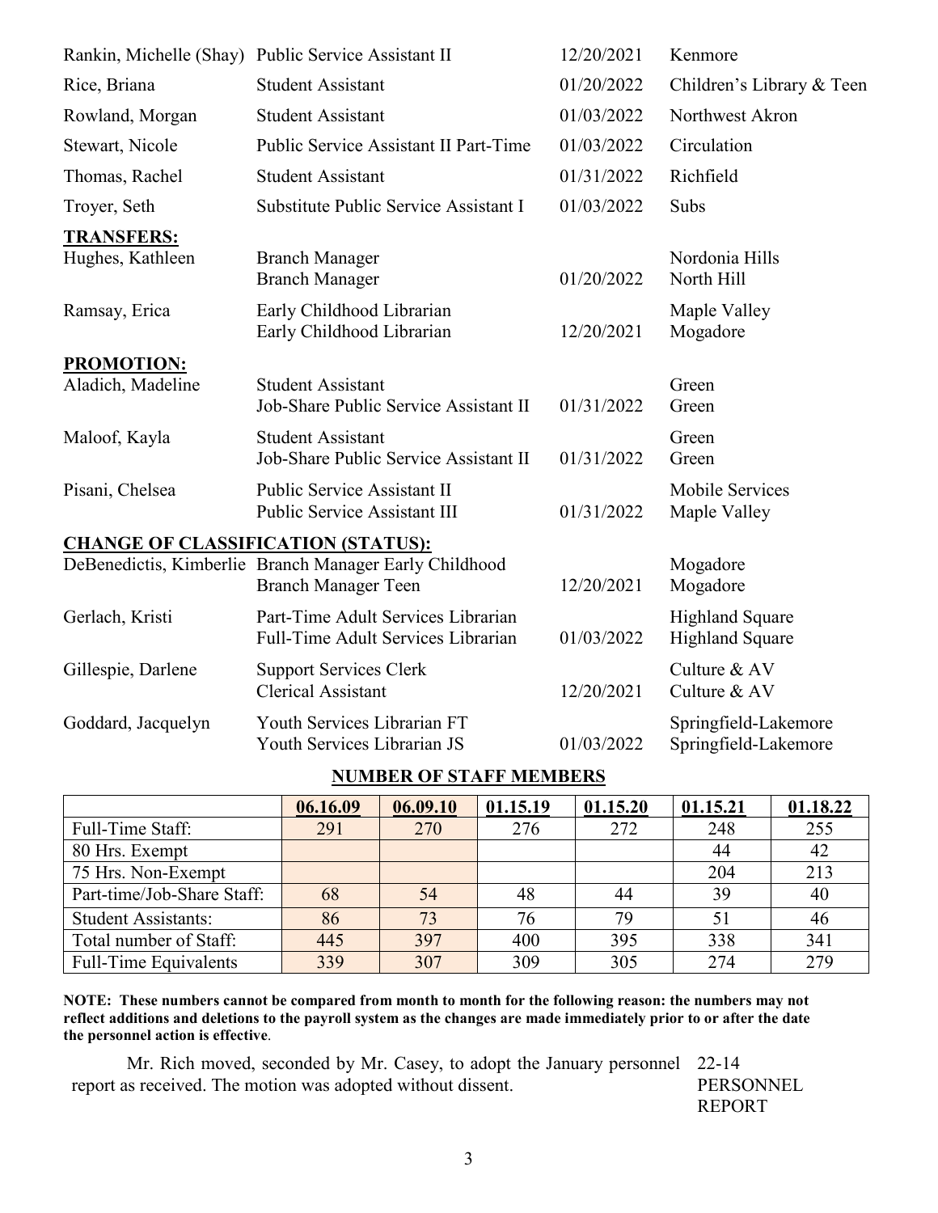| | | | |
|---|---|---|---|
| Rankin, Michelle (Shay) | Public Service Assistant II | 12/20/2021 | Kenmore |
| Rice, Briana | Student Assistant | 01/20/2022 | Children's Library & Teen |
| Rowland, Morgan | Student Assistant | 01/03/2022 | Northwest Akron |
| Stewart, Nicole | Public Service Assistant II Part-Time | 01/03/2022 | Circulation |
| Thomas, Rachel | Student Assistant | 01/31/2022 | Richfield |
| Troyer, Seth | Substitute Public Service Assistant I | 01/03/2022 | Subs |

**TRANSFERS:**

| | | | |
|---|---|---|---|
| Hughes, Kathleen | Branch Manager<br>Branch Manager | 01/20/2022 | Nordonia Hills<br>North Hill |
| Ramsay, Erica | Early Childhood Librarian<br>Early Childhood Librarian | 12/20/2021 | Maple Valley<br>Mogadore |

**PROMOTION:**

| | | | |
|---|---|---|---|
| Aladich, Madeline | Student Assistant<br>Job-Share Public Service Assistant II | 01/31/2022 | Green<br>Green |
| Maloof, Kayla | Student Assistant<br>Job-Share Public Service Assistant II | 01/31/2022 | Green<br>Green |
| Pisani, Chelsea | Public Service Assistant II<br>Public Service Assistant III | 01/31/2022 | Mobile Services<br>Maple Valley |

**CHANGE OF CLASSIFICATION (STATUS):**

| | | | |
|---|---|---|---|
| DeBenedictis, Kimberlie | Branch Manager Early Childhood<br>Branch Manager Teen | 12/20/2021 | Mogadore<br>Mogadore |
| Gerlach, Kristi | Part-Time Adult Services Librarian<br>Full-Time Adult Services Librarian | 01/03/2022 | Highland Square<br>Highland Square |
| Gillespie, Darlene | Support Services Clerk<br>Clerical Assistant | 12/20/2021 | Culture & AV<br>Culture & AV |
| Goddard, Jacquelyn | Youth Services Librarian FT<br>Youth Services Librarian JS | 01/03/2022 | Springfield-Lakemore<br>Springfield-Lakemore |

**NUMBER OF STAFF MEMBERS**

| | 06.16.09 | 06.09.10 | 01.15.19 | 01.15.20 | 01.15.21 | 01.18.22 |
|---|---|---|---|---|---|---|
| Full-Time Staff: | 291 | 270 | 276 | 272 | 248 | 255 |
| 80 Hrs. Exempt | | | | | 44 | 42 |
| 75 Hrs. Non-Exempt | | | | | 204 | 213 |
| Part-time/Job-Share Staff: | 68 | 54 | 48 | 44 | 39 | 40 |
| Student Assistants: | 86 | 73 | 76 | 79 | 51 | 46 |
| Total number of Staff: | 445 | 397 | 400 | 395 | 338 | 341 |
| Full-Time Equivalents | 339 | 307 | 309 | 305 | 274 | 279 |

**NOTE: These numbers cannot be compared from month to month for the following reason: the numbers may not reflect additions and deletions to the payroll system as the changes are made immediately prior to or after the date the personnel action is effective**.

Mr. Rich moved, seconded by Mr. Casey, to adopt the January personnel report as received. The motion was adopted without dissent.

22-14
PERSONNEL
REPORT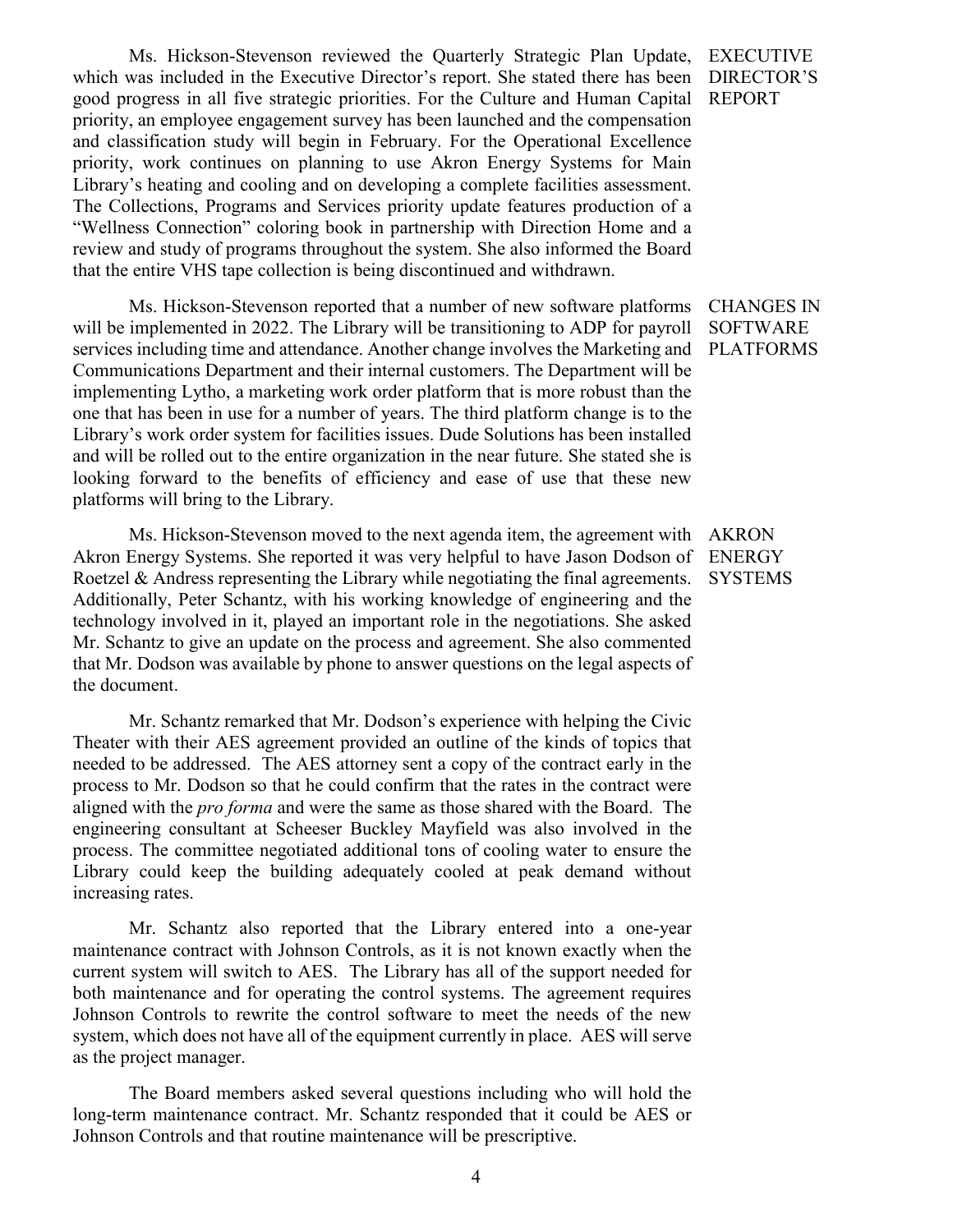**EXECUTIVE DIRECTOR'S REPORT**

Ms. Hickson-Stevenson reviewed the Quarterly Strategic Plan Update, which was included in the Executive Director's report. She stated there has been good progress in all five strategic priorities. For the Culture and Human Capital priority, an employee engagement survey has been launched and the compensation and classification study will begin in February. For the Operational Excellence priority, work continues on planning to use Akron Energy Systems for Main Library's heating and cooling and on developing a complete facilities assessment. The Collections, Programs and Services priority update features production of a "Wellness Connection" coloring book in partnership with Direction Home and a review and study of programs throughout the system. She also informed the Board that the entire VHS tape collection is being discontinued and withdrawn.

**CHANGES IN SOFTWARE PLATFORMS**

Ms. Hickson-Stevenson reported that a number of new software platforms will be implemented in 2022. The Library will be transitioning to ADP for payroll services including time and attendance. Another change involves the Marketing and Communications Department and their internal customers. The Department will be implementing Lytho, a marketing work order platform that is more robust than the one that has been in use for a number of years. The third platform change is to the Library's work order system for facilities issues. Dude Solutions has been installed and will be rolled out to the entire organization in the near future. She stated she is looking forward to the benefits of efficiency and ease of use that these new platforms will bring to the Library.

**AKRON ENERGY SYSTEMS**

Ms. Hickson-Stevenson moved to the next agenda item, the agreement with Akron Energy Systems. She reported it was very helpful to have Jason Dodson of Roetzel & Andress representing the Library while negotiating the final agreements. Additionally, Peter Schantz, with his working knowledge of engineering and the technology involved in it, played an important role in the negotiations. She asked Mr. Schantz to give an update on the process and agreement. She also commented that Mr. Dodson was available by phone to answer questions on the legal aspects of the document.

Mr. Schantz remarked that Mr. Dodson's experience with helping the Civic Theater with their AES agreement provided an outline of the kinds of topics that needed to be addressed. The AES attorney sent a copy of the contract early in the process to Mr. Dodson so that he could confirm that the rates in the contract were aligned with the *pro forma* and were the same as those shared with the Board. The engineering consultant at Scheeser Buckley Mayfield was also involved in the process. The committee negotiated additional tons of cooling water to ensure the Library could keep the building adequately cooled at peak demand without increasing rates.

Mr. Schantz also reported that the Library entered into a one-year maintenance contract with Johnson Controls, as it is not known exactly when the current system will switch to AES. The Library has all of the support needed for both maintenance and for operating the control systems. The agreement requires Johnson Controls to rewrite the control software to meet the needs of the new system, which does not have all of the equipment currently in place. AES will serve as the project manager.

The Board members asked several questions including who will hold the long-term maintenance contract. Mr. Schantz responded that it could be AES or Johnson Controls and that routine maintenance will be prescriptive.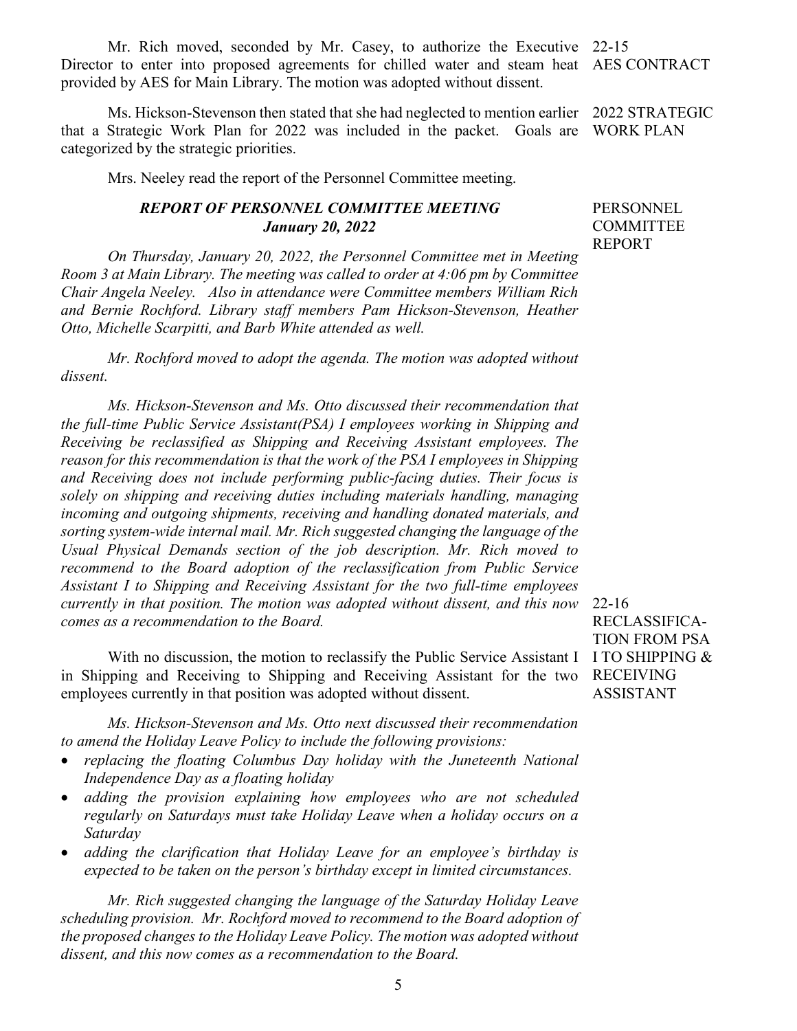Mr. Rich moved, seconded by Mr. Casey, to authorize the Executive Director to enter into proposed agreements for chilled water and steam heat provided by AES for Main Library. The motion was adopted without dissent.

22-15 AES CONTRACT

Ms. Hickson-Stevenson then stated that she had neglected to mention earlier that a Strategic Work Plan for 2022 was included in the packet. Goals are categorized by the strategic priorities.

2022 STRATEGIC WORK PLAN

Mrs. Neeley read the report of the Personnel Committee meeting.

PERSONNEL COMMITTEE REPORT

***REPORT OF PERSONNEL COMMITTEE MEETING***
***January 20, 2022***

*On Thursday, January 20, 2022, the Personnel Committee met in Meeting Room 3 at Main Library. The meeting was called to order at 4:06 pm by Committee Chair Angela Neeley. Also in attendance were Committee members William Rich and Bernie Rochford. Library staff members Pam Hickson-Stevenson, Heather Otto, Michelle Scarpitti, and Barb White attended as well.*

*Mr. Rochford moved to adopt the agenda. The motion was adopted without dissent.*

*Ms. Hickson-Stevenson and Ms. Otto discussed their recommendation that the full-time Public Service Assistant(PSA) I employees working in Shipping and Receiving be reclassified as Shipping and Receiving Assistant employees. The reason for this recommendation is that the work of the PSA I employees in Shipping and Receiving does not include performing public-facing duties. Their focus is solely on shipping and receiving duties including materials handling, managing incoming and outgoing shipments, receiving and handling donated materials, and sorting system-wide internal mail. Mr. Rich suggested changing the language of the Usual Physical Demands section of the job description. Mr. Rich moved to recommend to the Board adoption of the reclassification from Public Service Assistant I to Shipping and Receiving Assistant for the two full-time employees currently in that position. The motion was adopted without dissent, and this now comes as a recommendation to the Board.*

With no discussion, the motion to reclassify the Public Service Assistant I in Shipping and Receiving to Shipping and Receiving Assistant for the two employees currently in that position was adopted without dissent.

22-16 RECLASSIFICATION FROM PSA I TO SHIPPING & RECEIVING ASSISTANT

*Ms. Hickson-Stevenson and Ms. Otto next discussed their recommendation to amend the Holiday Leave Policy to include the following provisions:*

- *replacing the floating Columbus Day holiday with the Juneteenth National Independence Day as a floating holiday*
- *adding the provision explaining how employees who are not scheduled regularly on Saturdays must take Holiday Leave when a holiday occurs on a Saturday*
- *adding the clarification that Holiday Leave for an employee's birthday is expected to be taken on the person's birthday except in limited circumstances.*

*Mr. Rich suggested changing the language of the Saturday Holiday Leave scheduling provision. Mr. Rochford moved to recommend to the Board adoption of the proposed changes to the Holiday Leave Policy. The motion was adopted without dissent, and this now comes as a recommendation to the Board.*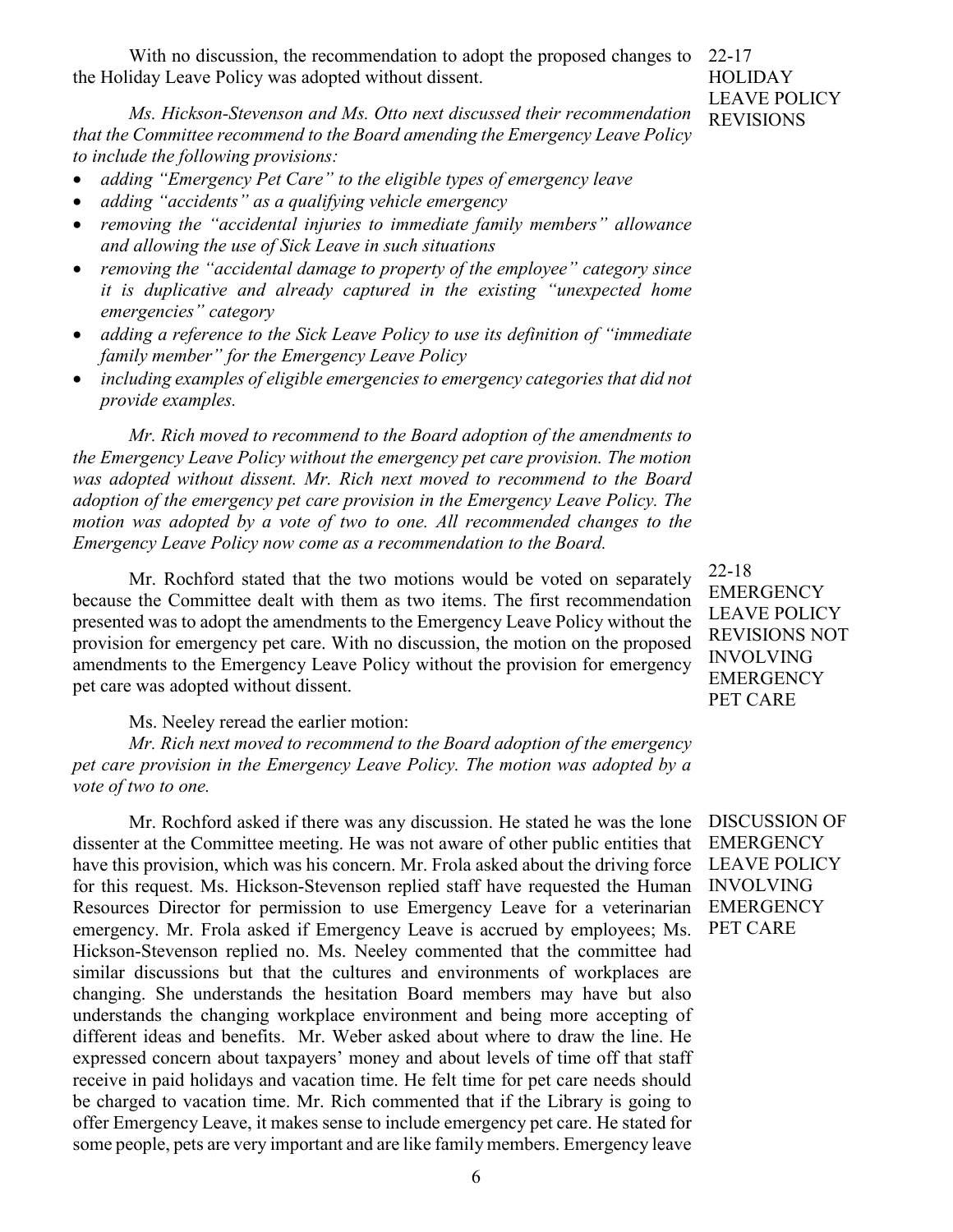With no discussion, the recommendation to adopt the proposed changes to the Holiday Leave Policy was adopted without dissent.

22-17
HOLIDAY
LEAVE POLICY
REVISIONS

*Ms. Hickson-Stevenson and Ms. Otto next discussed their recommendation that the Committee recommend to the Board amending the Emergency Leave Policy to include the following provisions:*

- *adding "Emergency Pet Care" to the eligible types of emergency leave*
- *adding "accidents" as a qualifying vehicle emergency*
- *removing the "accidental injuries to immediate family members" allowance and allowing the use of Sick Leave in such situations*
- *removing the "accidental damage to property of the employee" category since it is duplicative and already captured in the existing "unexpected home emergencies" category*
- *adding a reference to the Sick Leave Policy to use its definition of "immediate family member" for the Emergency Leave Policy*
- *including examples of eligible emergencies to emergency categories that did not provide examples.*

*Mr. Rich moved to recommend to the Board adoption of the amendments to the Emergency Leave Policy without the emergency pet care provision. The motion was adopted without dissent. Mr. Rich next moved to recommend to the Board adoption of the emergency pet care provision in the Emergency Leave Policy. The motion was adopted by a vote of two to one. All recommended changes to the Emergency Leave Policy now come as a recommendation to the Board.*

Mr. Rochford stated that the two motions would be voted on separately because the Committee dealt with them as two items. The first recommendation presented was to adopt the amendments to the Emergency Leave Policy without the provision for emergency pet care. With no discussion, the motion on the proposed amendments to the Emergency Leave Policy without the provision for emergency pet care was adopted without dissent.

22-18
EMERGENCY
LEAVE POLICY
REVISIONS NOT
INVOLVING
EMERGENCY
PET CARE

Ms. Neeley reread the earlier motion:

*Mr. Rich next moved to recommend to the Board adoption of the emergency pet care provision in the Emergency Leave Policy. The motion was adopted by a vote of two to one.*

DISCUSSION OF
EMERGENCY
LEAVE POLICY
INVOLVING
EMERGENCY
PET CARE

Mr. Rochford asked if there was any discussion. He stated he was the lone dissenter at the Committee meeting. He was not aware of other public entities that have this provision, which was his concern. Mr. Frola asked about the driving force for this request. Ms. Hickson-Stevenson replied staff have requested the Human Resources Director for permission to use Emergency Leave for a veterinarian emergency. Mr. Frola asked if Emergency Leave is accrued by employees; Ms. Hickson-Stevenson replied no. Ms. Neeley commented that the committee had similar discussions but that the cultures and environments of workplaces are changing. She understands the hesitation Board members may have but also understands the changing workplace environment and being more accepting of different ideas and benefits. Mr. Weber asked about where to draw the line. He expressed concern about taxpayers' money and about levels of time off that staff receive in paid holidays and vacation time. He felt time for pet care needs should be charged to vacation time. Mr. Rich commented that if the Library is going to offer Emergency Leave, it makes sense to include emergency pet care. He stated for some people, pets are very important and are like family members. Emergency leave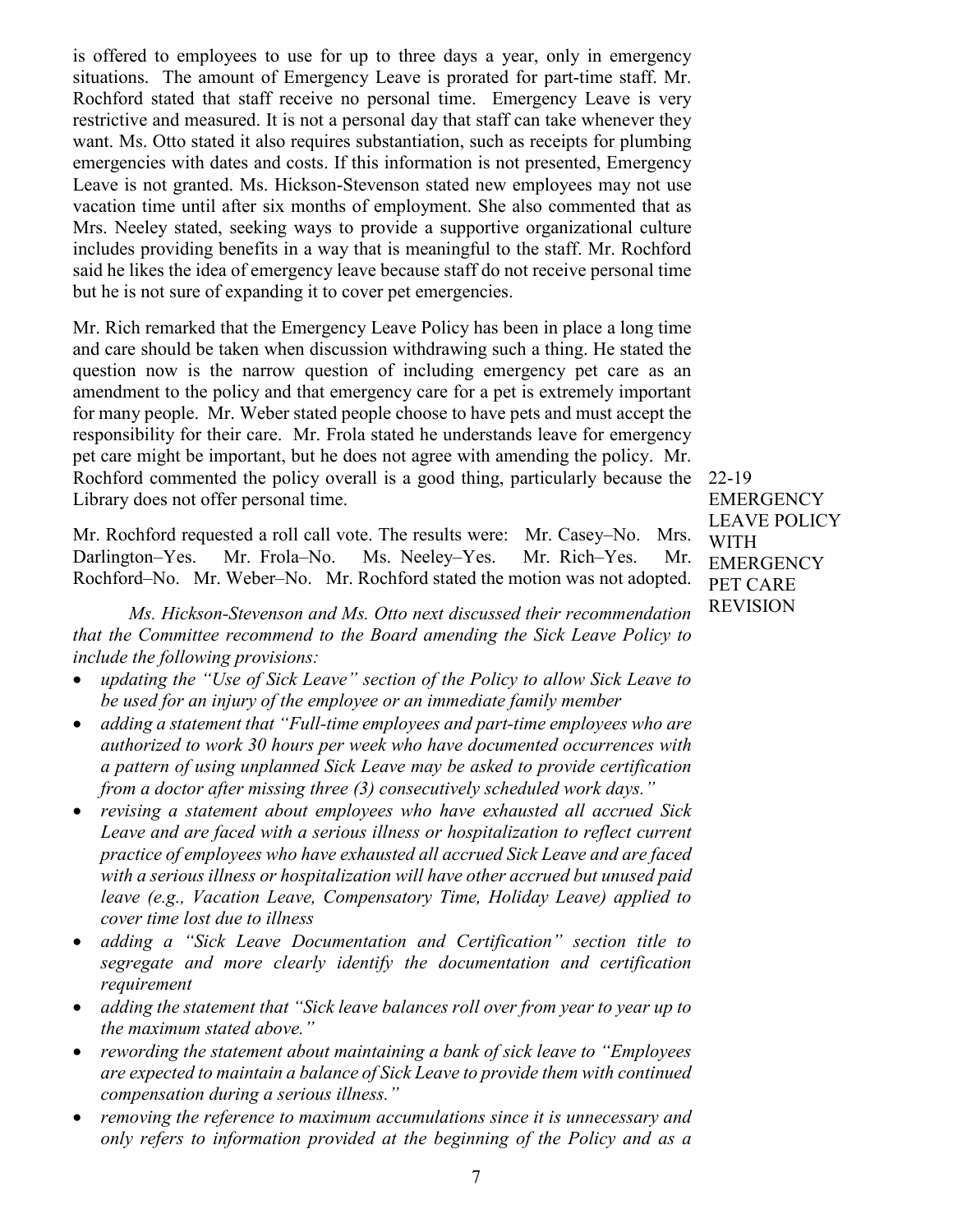is offered to employees to use for up to three days a year, only in emergency situations. The amount of Emergency Leave is prorated for part-time staff. Mr. Rochford stated that staff receive no personal time. Emergency Leave is very restrictive and measured. It is not a personal day that staff can take whenever they want. Ms. Otto stated it also requires substantiation, such as receipts for plumbing emergencies with dates and costs. If this information is not presented, Emergency Leave is not granted. Ms. Hickson-Stevenson stated new employees may not use vacation time until after six months of employment. She also commented that as Mrs. Neeley stated, seeking ways to provide a supportive organizational culture includes providing benefits in a way that is meaningful to the staff. Mr. Rochford said he likes the idea of emergency leave because staff do not receive personal time but he is not sure of expanding it to cover pet emergencies.

Mr. Rich remarked that the Emergency Leave Policy has been in place a long time and care should be taken when discussion withdrawing such a thing. He stated the question now is the narrow question of including emergency pet care as an amendment to the policy and that emergency care for a pet is extremely important for many people. Mr. Weber stated people choose to have pets and must accept the responsibility for their care. Mr. Frola stated he understands leave for emergency pet care might be important, but he does not agree with amending the policy. Mr. Rochford commented the policy overall is a good thing, particularly because the Library does not offer personal time.

22-19 EMERGENCY LEAVE POLICY WITH EMERGENCY PET CARE REVISION

Mr. Rochford requested a roll call vote. The results were: Mr. Casey–No. Mrs. Darlington–Yes. Mr. Frola–No. Ms. Neeley–Yes. Mr. Rich–Yes. Mr. Rochford–No. Mr. Weber–No. Mr. Rochford stated the motion was not adopted.

*Ms. Hickson-Stevenson and Ms. Otto next discussed their recommendation that the Committee recommend to the Board amending the Sick Leave Policy to include the following provisions:*

- *updating the "Use of Sick Leave" section of the Policy to allow Sick Leave to be used for an injury of the employee or an immediate family member*
- *adding a statement that "Full-time employees and part-time employees who are authorized to work 30 hours per week who have documented occurrences with a pattern of using unplanned Sick Leave may be asked to provide certification from a doctor after missing three (3) consecutively scheduled work days."*
- *revising a statement about employees who have exhausted all accrued Sick Leave and are faced with a serious illness or hospitalization to reflect current practice of employees who have exhausted all accrued Sick Leave and are faced with a serious illness or hospitalization will have other accrued but unused paid leave (e.g., Vacation Leave, Compensatory Time, Holiday Leave) applied to cover time lost due to illness*
- *adding a "Sick Leave Documentation and Certification" section title to segregate and more clearly identify the documentation and certification requirement*
- *adding the statement that "Sick leave balances roll over from year to year up to the maximum stated above."*
- *rewording the statement about maintaining a bank of sick leave to "Employees are expected to maintain a balance of Sick Leave to provide them with continued compensation during a serious illness."*
- *removing the reference to maximum accumulations since it is unnecessary and only refers to information provided at the beginning of the Policy and as a*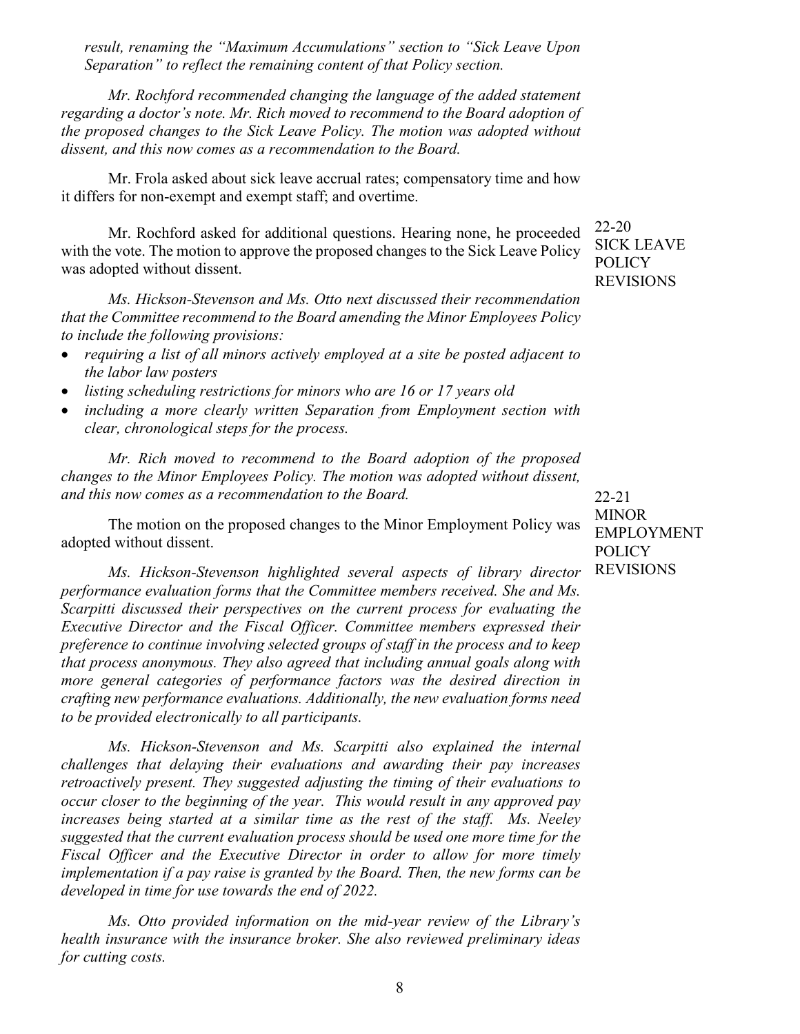*result, renaming the "Maximum Accumulations" section to "Sick Leave Upon Separation" to reflect the remaining content of that Policy section.*

*Mr. Rochford recommended changing the language of the added statement regarding a doctor's note. Mr. Rich moved to recommend to the Board adoption of the proposed changes to the Sick Leave Policy. The motion was adopted without dissent, and this now comes as a recommendation to the Board.*

Mr. Frola asked about sick leave accrual rates; compensatory time and how it differs for non-exempt and exempt staff; and overtime.

22-20
SICK LEAVE POLICY REVISIONS

Mr. Rochford asked for additional questions. Hearing none, he proceeded with the vote. The motion to approve the proposed changes to the Sick Leave Policy was adopted without dissent.

*Ms. Hickson-Stevenson and Ms. Otto next discussed their recommendation that the Committee recommend to the Board amending the Minor Employees Policy to include the following provisions:*

- *requiring a list of all minors actively employed at a site be posted adjacent to the labor law posters*
- *listing scheduling restrictions for minors who are 16 or 17 years old*
- *including a more clearly written Separation from Employment section with clear, chronological steps for the process.*

*Mr. Rich moved to recommend to the Board adoption of the proposed changes to the Minor Employees Policy. The motion was adopted without dissent, and this now comes as a recommendation to the Board.*

22-21
MINOR EMPLOYMENT POLICY REVISIONS

The motion on the proposed changes to the Minor Employment Policy was adopted without dissent.

*Ms. Hickson-Stevenson highlighted several aspects of library director performance evaluation forms that the Committee members received. She and Ms. Scarpitti discussed their perspectives on the current process for evaluating the Executive Director and the Fiscal Officer. Committee members expressed their preference to continue involving selected groups of staff in the process and to keep that process anonymous. They also agreed that including annual goals along with more general categories of performance factors was the desired direction in crafting new performance evaluations. Additionally, the new evaluation forms need to be provided electronically to all participants.*

*Ms. Hickson-Stevenson and Ms. Scarpitti also explained the internal challenges that delaying their evaluations and awarding their pay increases retroactively present. They suggested adjusting the timing of their evaluations to occur closer to the beginning of the year. This would result in any approved pay increases being started at a similar time as the rest of the staff. Ms. Neeley suggested that the current evaluation process should be used one more time for the Fiscal Officer and the Executive Director in order to allow for more timely implementation if a pay raise is granted by the Board. Then, the new forms can be developed in time for use towards the end of 2022.*

*Ms. Otto provided information on the mid-year review of the Library's health insurance with the insurance broker. She also reviewed preliminary ideas for cutting costs.*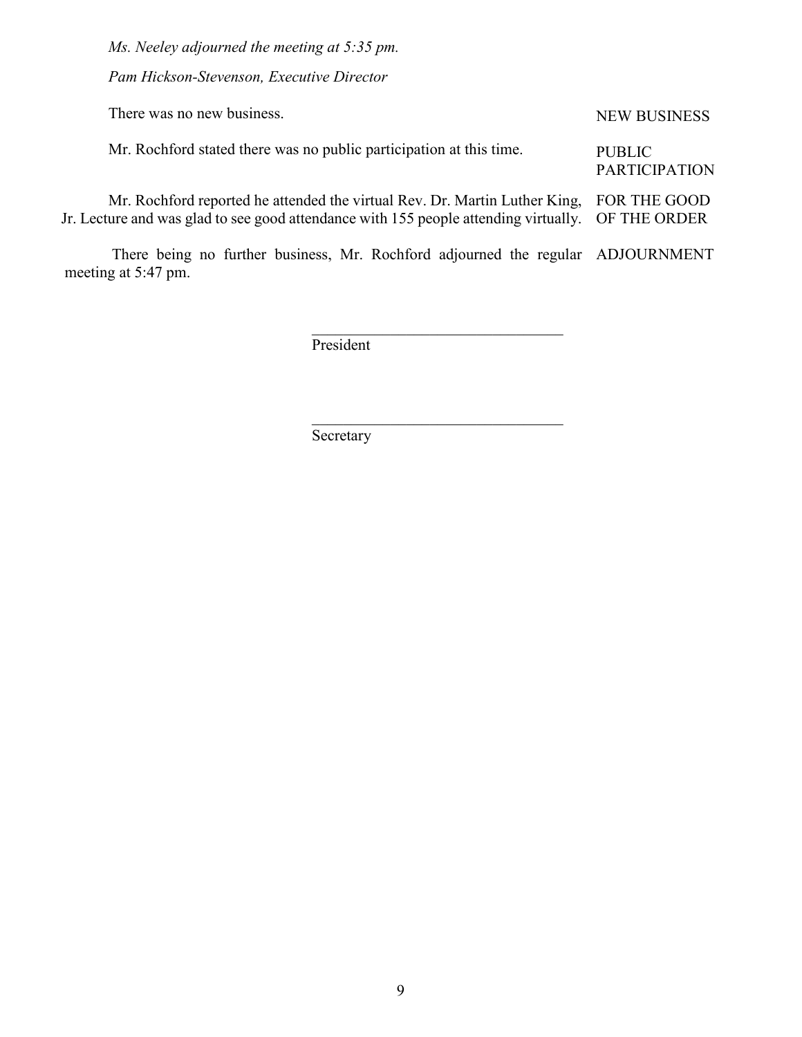*Ms. Neeley adjourned the meeting at 5:35 pm.*

*Pam Hickson-Stevenson, Executive Director*

NEW BUSINESS

There was no new business.

PUBLIC PARTICIPATION

Mr. Rochford stated there was no public participation at this time.

FOR THE GOOD OF THE ORDER

Mr. Rochford reported he attended the virtual Rev. Dr. Martin Luther King, Jr. Lecture and was glad to see good attendance with 155 people attending virtually.

ADJOURNMENT

There being no further business, Mr. Rochford adjourned the regular meeting at 5:47 pm.

\_\_\_\_\_\_\_\_\_\_\_\_\_\_\_\_\_\_\_\_\_\_\_\_\_\_\_\_\_\_\_\_\_
President

\_\_\_\_\_\_\_\_\_\_\_\_\_\_\_\_\_\_\_\_\_\_\_\_\_\_\_\_\_\_\_\_\_
Secretary